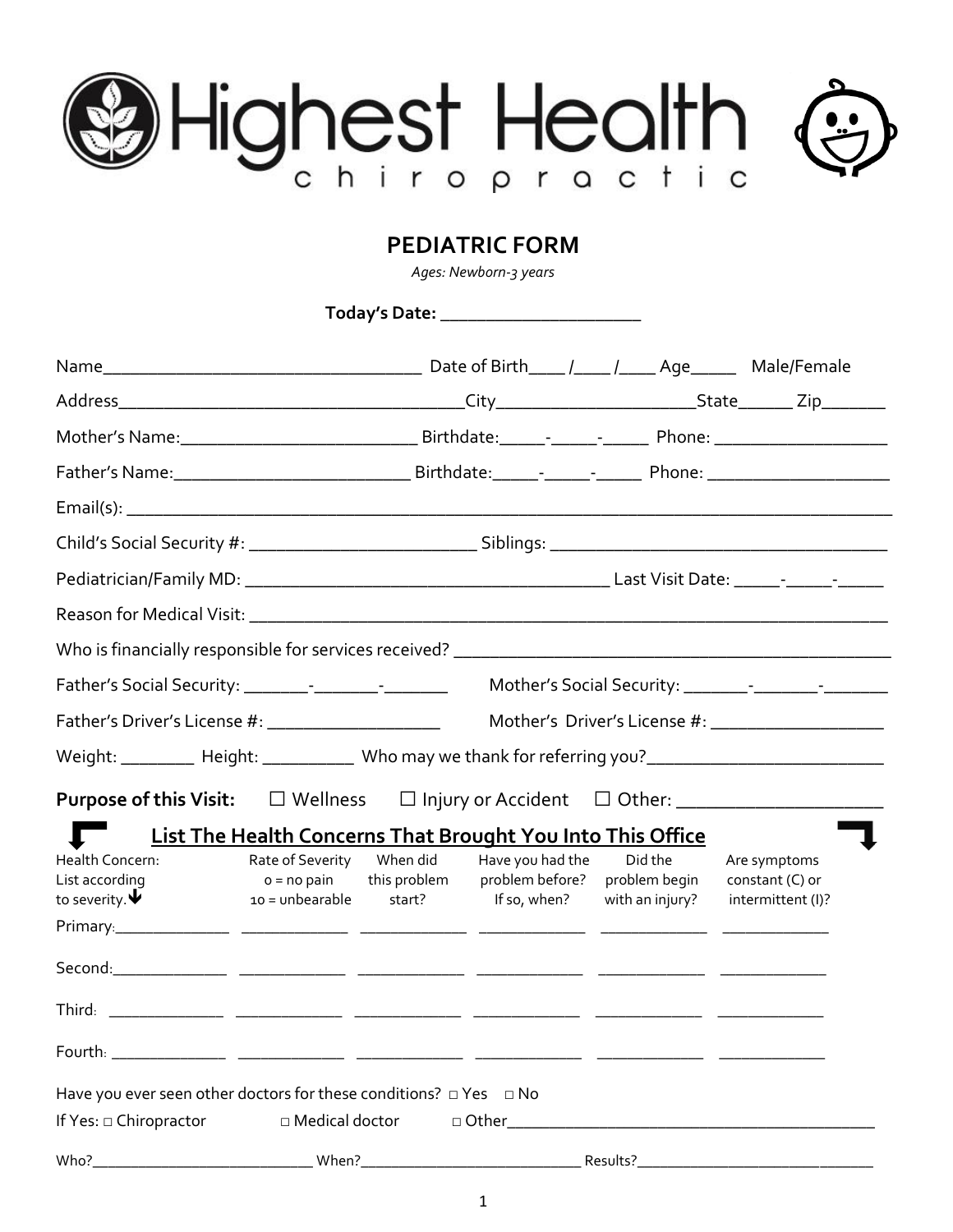# Highest Health chiropractic

## PEDIATRIC FORM

*Ages: Newborn-3 years*

**Today's Date: ____________________**

Name________________________________ Date of Birth____ /____ /____ Age_____ Male/Female

Address____________________________________City____________________State______ Zip_______

Mother's Name:_________________________ Birthdate:_____-_____-_____ Phone: __________________

Father's Name:_________________________ Birthdate:_____-_____-_____ Phone: __________________

Email(s): ____________________________________________________________________________

Child's Social Security #: ________________________ Siblings: __________________________________

Pediatrician/Family MD: ______________________________________ Last Visit Date: _____-_____-_____

Reason for Medical Visit: _______________________________________________________________

Who is financially responsible for services received? ___________________________________________

Father's Social Security: _______-_______-_______ Mother's Social Security: _______-_______-_______

Father's Driver's License #: __________________ Mother's Driver's License #: __________________

Weight: ________ Height: __________ Who may we thank for referring you?________________________

**Purpose of this Visit:** ☐ Wellness ☐ Injury or Accident ☐ Other: ____________________

### List The Health Concerns That Brought You Into This Office

| Health Concern: List according to severity. | Rate of Severity 0 = no pain 10 = unbearable | When did this problem start? | Have you had the problem before? If so, when? | Did the problem begin with an injury? | Are symptoms constant (C) or intermittent (I)? |
|---|---|---|---|---|---|
| Primary:____________ | ____________ | ____________ | ____________ | ____________ | ____________ |
| Second:____________ | ____________ | ____________ | ____________ | ____________ | ____________ |
| Third: ____________ | ____________ | ____________ | ____________ | ____________ | ____________ |
| Fourth: ____________ | ____________ | ____________ | ____________ | ____________ | ____________ |

Have you ever seen other doctors for these conditions? □ Yes □ No

If Yes: □ Chiropractor □ Medical doctor □ Other__________________________________________

Who?___________________________ When?___________________________ Results?_____________________________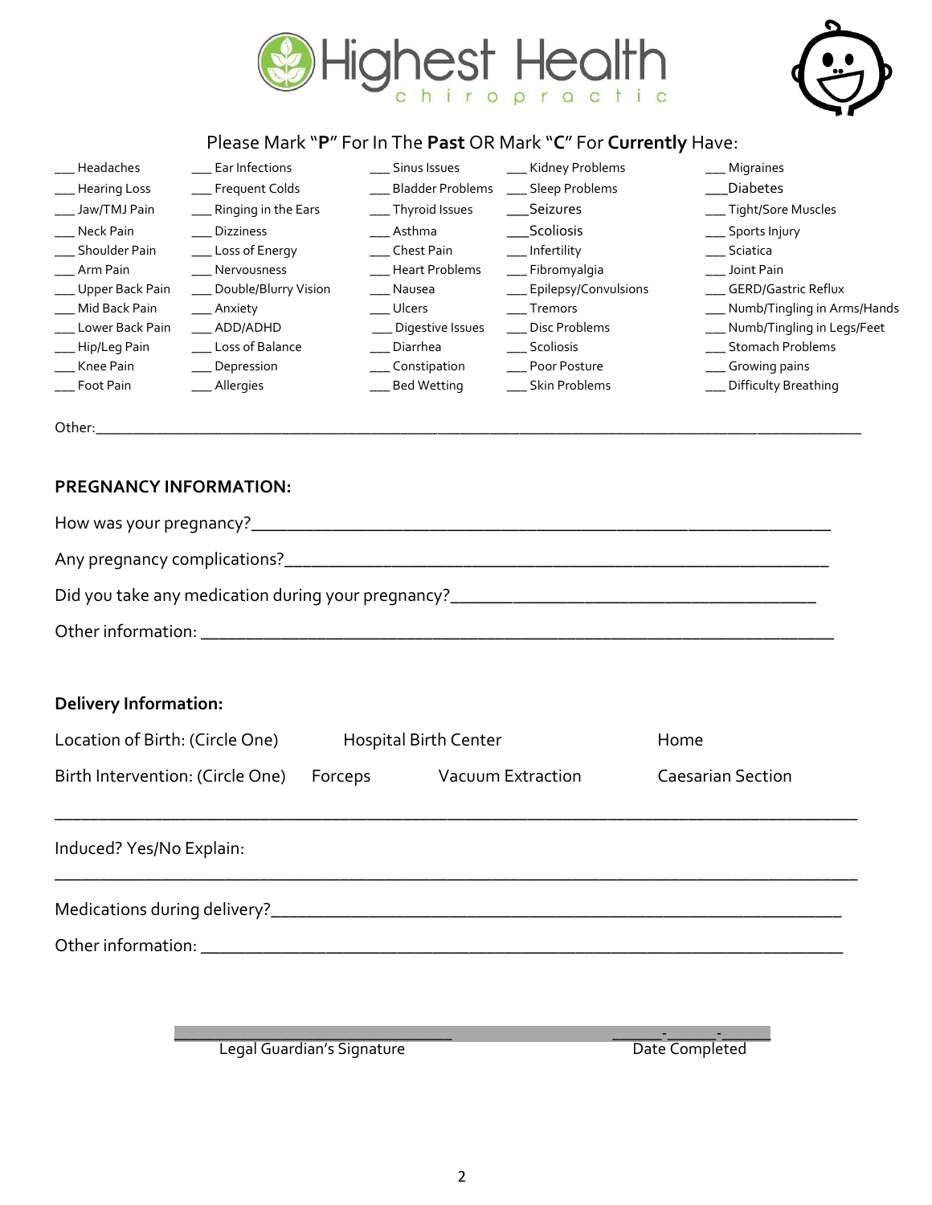Highest Health chiropractic

Please Mark "**P**" For In The **Past** OR Mark "**C**" For **Currently** Have:

| | | | | |
|---|---|---|---|---|
| ___ Headaches | ___ Ear Infections | ___ Sinus Issues | ___ Kidney Problems | ___ Migraines |
| ___ Hearing Loss | ___ Frequent Colds | ___ Bladder Problems | ___ Sleep Problems | ___Diabetes |
| ___ Jaw/TMJ Pain | ___ Ringing in the Ears | ___ Thyroid Issues | ___Seizures | ___ Tight/Sore Muscles |
| ___ Neck Pain | ___ Dizziness | ___ Asthma | ___Scoliosis | ___ Sports Injury |
| ___ Shoulder Pain | ___ Loss of Energy | ___ Chest Pain | ___ Infertility | ___ Sciatica |
| ___ Arm Pain | ___ Nervousness | ___ Heart Problems | ___ Fibromyalgia | ___ Joint Pain |
| ___ Upper Back Pain | ___ Double/Blurry Vision | ___ Nausea | ___ Epilepsy/Convulsions | ___ GERD/Gastric Reflux |
| ___ Mid Back Pain | ___ Anxiety | ___ Ulcers | ___ Tremors | ___ Numb/Tingling in Arms/Hands |
| ___ Lower Back Pain | ___ ADD/ADHD | ___ Digestive Issues | ___ Disc Problems | ___ Numb/Tingling in Legs/Feet |
| ___ Hip/Leg Pain | ___ Loss of Balance | ___ Diarrhea | ___ Scoliosis | ___ Stomach Problems |
| ___ Knee Pain | ___ Depression | ___ Constipation | ___ Poor Posture | ___ Growing pains |
| ___ Foot Pain | ___ Allergies | ___ Bed Wetting | ___ Skin Problems | ___ Difficulty Breathing |

Other:___________________________________________________________________________________________

## PREGNANCY INFORMATION:

How was your pregnancy?_______________________________________________________________

Any pregnancy complications?___________________________________________________________

Did you take any medication during your pregnancy?_____________________________________

Other information: ____________________________________________________________________

### Delivery Information:

Location of Birth: (Circle One) Hospital Birth Center Home

Birth Intervention: (Circle One) Forceps Vacuum Extraction Caesarian Section

___________________________________________________________________________________________

Induced? Yes/No Explain:

___________________________________________________________________________________________

Medications during delivery?____________________________________________________________

Other information: ____________________________________________________________________

________________________________ ______-______-______

Legal Guardian's Signature Date Completed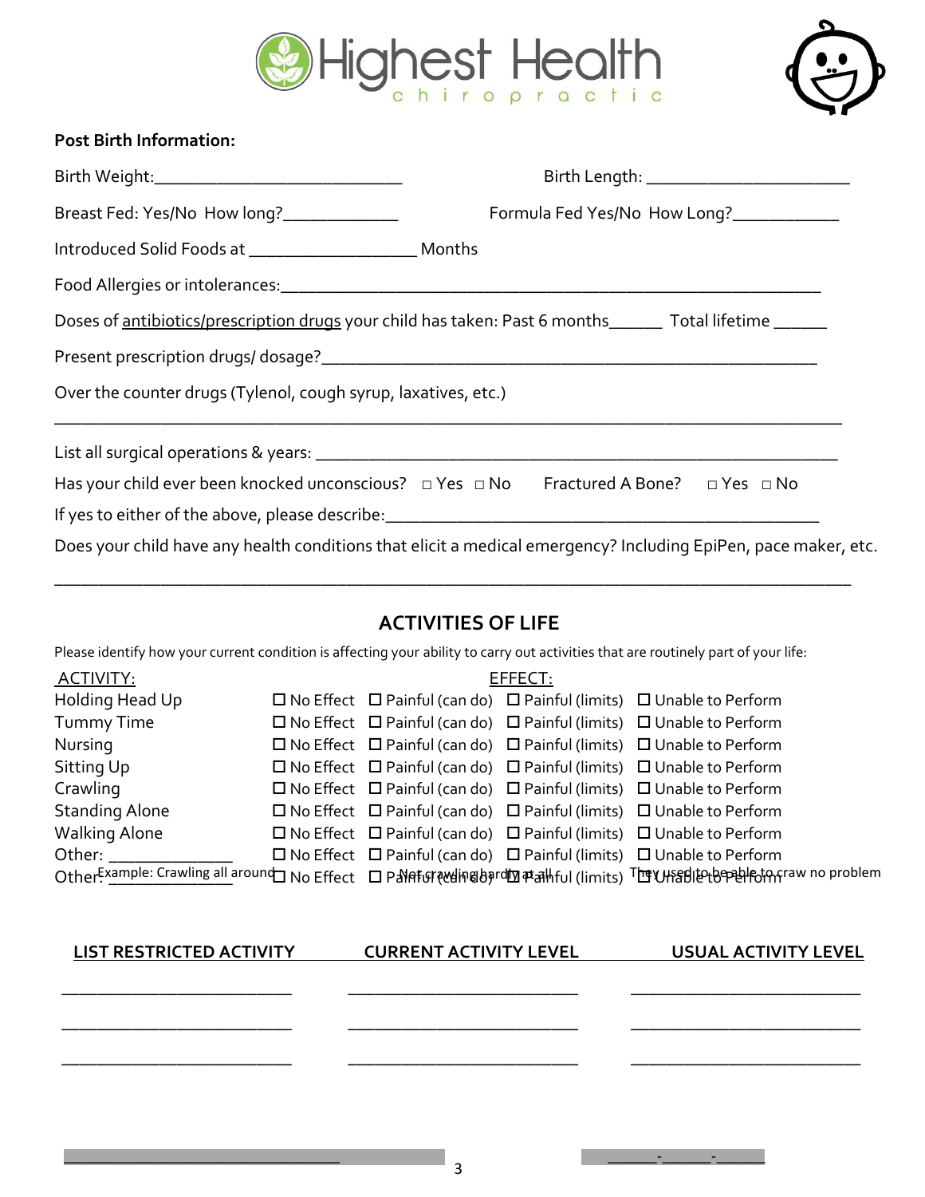Highest Health chiropractic

**Post Birth Information:**

Birth Weight:___________________________ Birth Length: ______________________

Breast Fed: Yes/No How long?_____________ Formula Fed Yes/No How Long?____________

Introduced Solid Foods at __________________ Months

Food Allergies or intolerances:____________________________________________________________

Doses of antibiotics/prescription drugs your child has taken: Past 6 months______ Total lifetime ______

Present prescription drugs/ dosage?____________________________________________________

Over the counter drugs (Tylenol, cough syrup, laxatives, etc.)

_______________________________________________________________________________

List all surgical operations & years: ________________________________________________________

Has your child ever been knocked unconscious? □ Yes □ No Fractured A Bone? □ Yes □ No

If yes to either of the above, please describe:_________________________________________________

Does your child have any health conditions that elicit a medical emergency? Including EpiPen, pace maker, etc.

_______________________________________________________________________________

## ACTIVITIES OF LIFE

Please identify how your current condition is affecting your ability to carry out activities that are routinely part of your life:

| ACTIVITY: | EFFECT: | | | |
|---|---|---|---|---|
| Holding Head Up | ☐ No Effect | ☐ Painful (can do) | ☐ Painful (limits) | ☐ Unable to Perform |
| Tummy Time | ☐ No Effect | ☐ Painful (can do) | ☐ Painful (limits) | ☐ Unable to Perform |
| Nursing | ☐ No Effect | ☐ Painful (can do) | ☐ Painful (limits) | ☐ Unable to Perform |
| Sitting Up | ☐ No Effect | ☐ Painful (can do) | ☐ Painful (limits) | ☐ Unable to Perform |
| Crawling | ☐ No Effect | ☐ Painful (can do) | ☐ Painful (limits) | ☐ Unable to Perform |
| Standing Alone | ☐ No Effect | ☐ Painful (can do) | ☐ Painful (limits) | ☐ Unable to Perform |
| Walking Alone | ☐ No Effect | ☐ Painful (can do) | ☐ Painful (limits) | ☐ Unable to Perform |
| Other: _____________ | ☐ No Effect | ☐ Painful (can do) | ☐ Painful (limits) | ☐ Unable to Perform |
| Other: Example: Crawling all around | ☐ No Effect | ☐ Painful (can do) Not crawling hardly at all | ☐ Painful (limits) | ☐ Unable to Perform They used to be able to craw no problem |

| LIST RESTRICTED ACTIVITY | CURRENT ACTIVITY LEVEL | USUAL ACTIVITY LEVEL |
|---|---|---|
| ________________________ | ________________________ | ________________________ |
| ________________________ | ________________________ | ________________________ |
| ________________________ | ________________________ | ________________________ |

______________________________ ______-______-______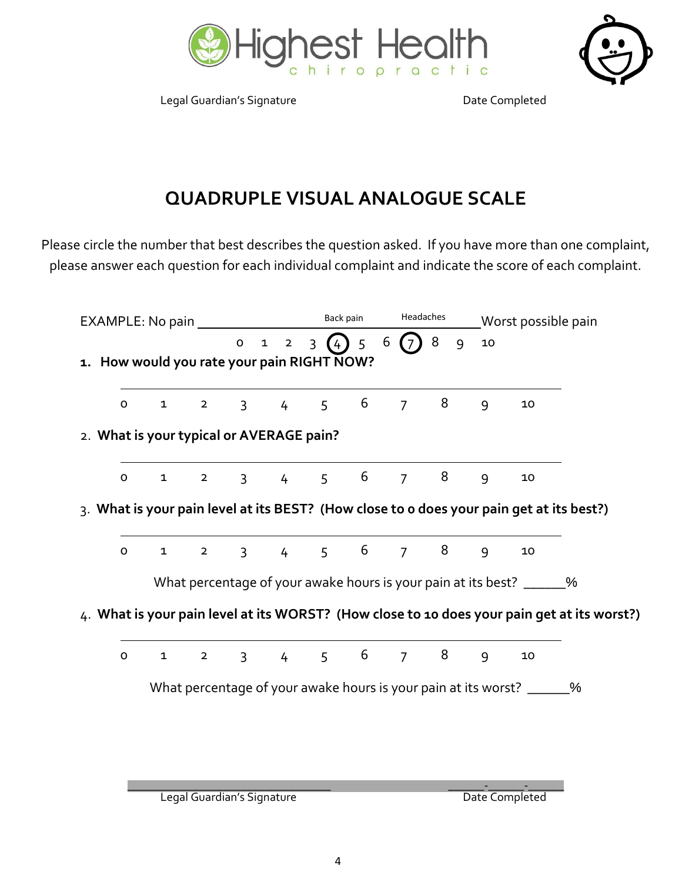Legal Guardian's Signature                                                     Date Completed

# QUADRUPLE VISUAL ANALOGUE SCALE

Please circle the number that best describes the question asked. If you have more than one complaint, please answer each question for each individual complaint and indicate the score of each complaint.

EXAMPLE: No pain _____________________ Back pain _________ Headaches _________ Worst possible pain

0 1 2 3 (4) 5 6 (7) 8 9 10

**1. How would you rate your pain RIGHT NOW?**

______________________________________________

0 1 2 3 4 5 6 7 8 9 10

2. **What is your typical or AVERAGE pain?**

______________________________________________

0 1 2 3 4 5 6 7 8 9 10

3. **What is your pain level at its BEST? (How close to 0 does your pain get at its best?)**

______________________________________________

0 1 2 3 4 5 6 7 8 9 10

What percentage of your awake hours is your pain at its best? ______%

4. **What is your pain level at its WORST? (How close to 10 does your pain get at its worst?)**

______________________________________________

0 1 2 3 4 5 6 7 8 9 10

What percentage of your awake hours is your pain at its worst? ______%

________________________________                    ______-______-______

Legal Guardian's Signature                                                     Date Completed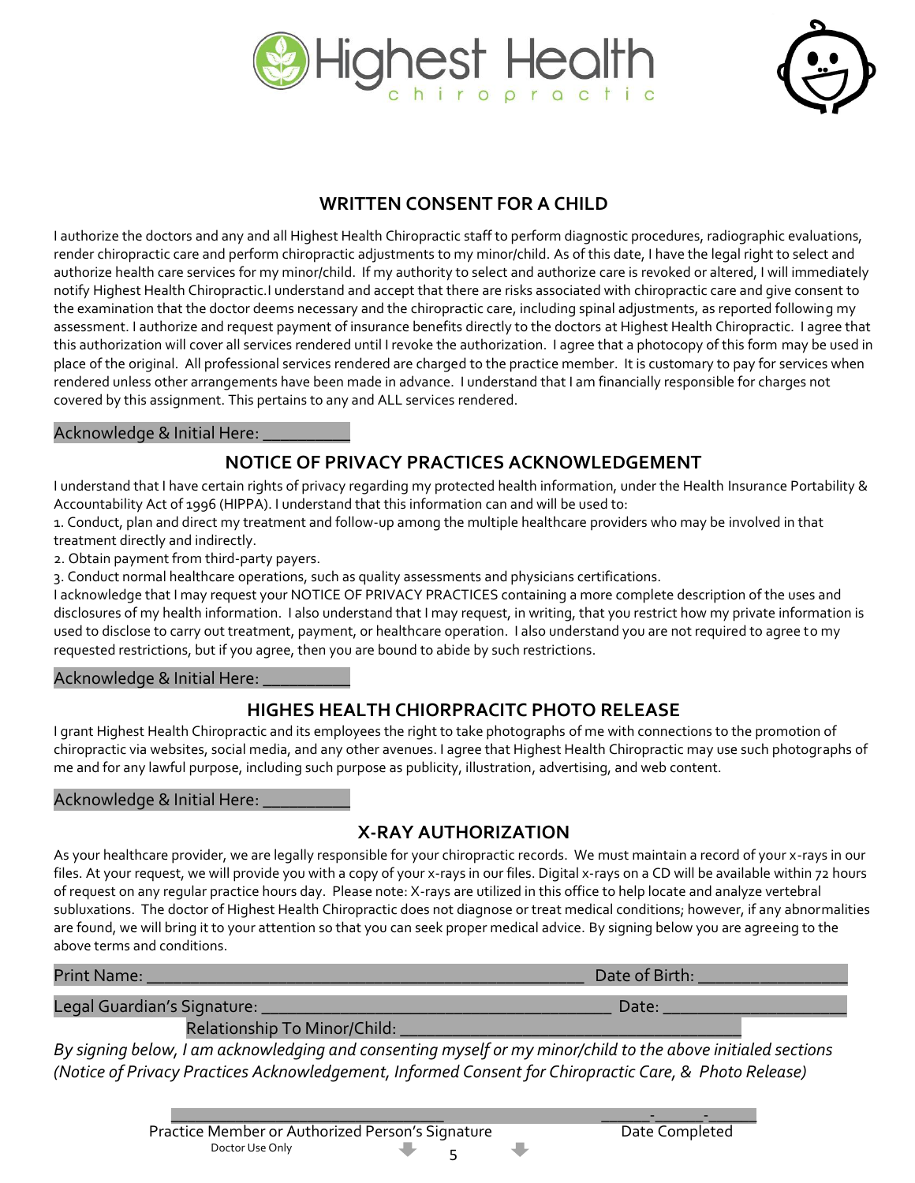Highest Health chiropractic

## WRITTEN CONSENT FOR A CHILD

I authorize the doctors and any and all Highest Health Chiropractic staff to perform diagnostic procedures, radiographic evaluations, render chiropractic care and perform chiropractic adjustments to my minor/child. As of this date, I have the legal right to select and authorize health care services for my minor/child. If my authority to select and authorize care is revoked or altered, I will immediately notify Highest Health Chiropractic.I understand and accept that there are risks associated with chiropractic care and give consent to the examination that the doctor deems necessary and the chiropractic care, including spinal adjustments, as reported following my assessment. I authorize and request payment of insurance benefits directly to the doctors at Highest Health Chiropractic. I agree that this authorization will cover all services rendered until I revoke the authorization. I agree that a photocopy of this form may be used in place of the original. All professional services rendered are charged to the practice member. It is customary to pay for services when rendered unless other arrangements have been made in advance. I understand that I am financially responsible for charges not covered by this assignment. This pertains to any and ALL services rendered.

Acknowledge & Initial Here: __________

## NOTICE OF PRIVACY PRACTICES ACKNOWLEDGEMENT

I understand that I have certain rights of privacy regarding my protected health information, under the Health Insurance Portability & Accountability Act of 1996 (HIPPA). I understand that this information can and will be used to:

1. Conduct, plan and direct my treatment and follow-up among the multiple healthcare providers who may be involved in that treatment directly and indirectly.
2. Obtain payment from third-party payers.
3. Conduct normal healthcare operations, such as quality assessments and physicians certifications.

I acknowledge that I may request your NOTICE OF PRIVACY PRACTICES containing a more complete description of the uses and disclosures of my health information. I also understand that I may request, in writing, that you restrict how my private information is used to disclose to carry out treatment, payment, or healthcare operation. I also understand you are not required to agree to my requested restrictions, but if you agree, then you are bound to abide by such restrictions.

Acknowledge & Initial Here: __________

## HIGHES HEALTH CHIORPRACITC PHOTO RELEASE

I grant Highest Health Chiropractic and its employees the right to take photographs of me with connections to the promotion of chiropractic via websites, social media, and any other avenues. I agree that Highest Health Chiropractic may use such photographs of me and for any lawful purpose, including such purpose as publicity, illustration, advertising, and web content.

Acknowledge & Initial Here: __________

## X-RAY AUTHORIZATION

As your healthcare provider, we are legally responsible for your chiropractic records. We must maintain a record of your x-rays in our files. At your request, we will provide you with a copy of your x-rays in our files. Digital x-rays on a CD will be available within 72 hours of request on any regular practice hours day. Please note: X-rays are utilized in this office to help locate and analyze vertebral subluxations. The doctor of Highest Health Chiropractic does not diagnose or treat medical conditions; however, if any abnormalities are found, we will bring it to your attention so that you can seek proper medical advice. By signing below you are agreeing to the above terms and conditions.

Print Name: __________________________________________________ Date of Birth: ________________

Legal Guardian's Signature: ________________________________________ Date: ____________________

Relationship To Minor/Child: ______________________________________

*By signing below, I am acknowledging and consenting myself or my minor/child to the above initialed sections (Notice of Privacy Practices Acknowledgement, Informed Consent for Chiropractic Care, & Photo Release)*

________________________________ ______-______-______

Practice Member or Authorized Person's Signature Date Completed

Doctor Use Only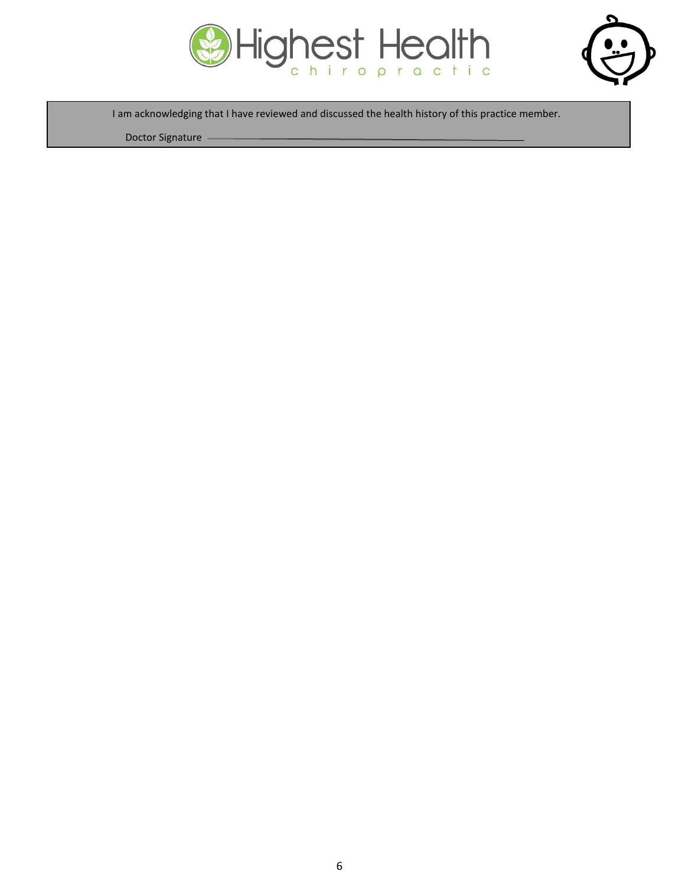I am acknowledging that I have reviewed and discussed the health history of this practice member.

Doctor Signature ____________________________________________